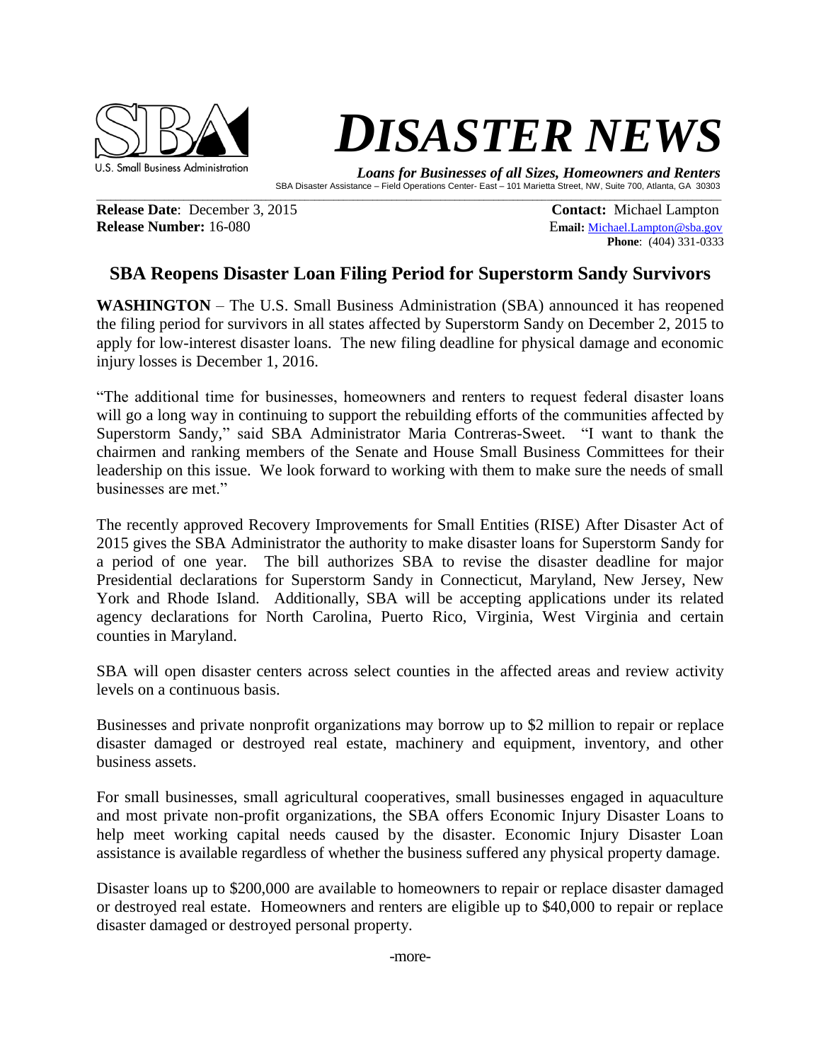U.S. Small Business Administration

# *DISASTER NEWS*

***Loans for Businesses of all Sizes, Homeowners and Renters***

SBA Disaster Assistance – Field Operations Center- East – 101 Marietta Street, NW, Suite 700, Atlanta, GA 30303

**Release Date**: December 3, 2015
**Release Number:** 16-080

**Contact:** Michael Lampton
**Email:** Michael.Lampton@sba.gov
**Phone**: (404) 331-0333

## SBA Reopens Disaster Loan Filing Period for Superstorm Sandy Survivors

**WASHINGTON** – The U.S. Small Business Administration (SBA) announced it has reopened the filing period for survivors in all states affected by Superstorm Sandy on December 2, 2015 to apply for low-interest disaster loans. The new filing deadline for physical damage and economic injury losses is December 1, 2016.

"The additional time for businesses, homeowners and renters to request federal disaster loans will go a long way in continuing to support the rebuilding efforts of the communities affected by Superstorm Sandy," said SBA Administrator Maria Contreras-Sweet. "I want to thank the chairmen and ranking members of the Senate and House Small Business Committees for their leadership on this issue. We look forward to working with them to make sure the needs of small businesses are met."

The recently approved Recovery Improvements for Small Entities (RISE) After Disaster Act of 2015 gives the SBA Administrator the authority to make disaster loans for Superstorm Sandy for a period of one year. The bill authorizes SBA to revise the disaster deadline for major Presidential declarations for Superstorm Sandy in Connecticut, Maryland, New Jersey, New York and Rhode Island. Additionally, SBA will be accepting applications under its related agency declarations for North Carolina, Puerto Rico, Virginia, West Virginia and certain counties in Maryland.

SBA will open disaster centers across select counties in the affected areas and review activity levels on a continuous basis.

Businesses and private nonprofit organizations may borrow up to $2 million to repair or replace disaster damaged or destroyed real estate, machinery and equipment, inventory, and other business assets.

For small businesses, small agricultural cooperatives, small businesses engaged in aquaculture and most private non-profit organizations, the SBA offers Economic Injury Disaster Loans to help meet working capital needs caused by the disaster. Economic Injury Disaster Loan assistance is available regardless of whether the business suffered any physical property damage.

Disaster loans up to $200,000 are available to homeowners to repair or replace disaster damaged or destroyed real estate. Homeowners and renters are eligible up to $40,000 to repair or replace disaster damaged or destroyed personal property.

-more-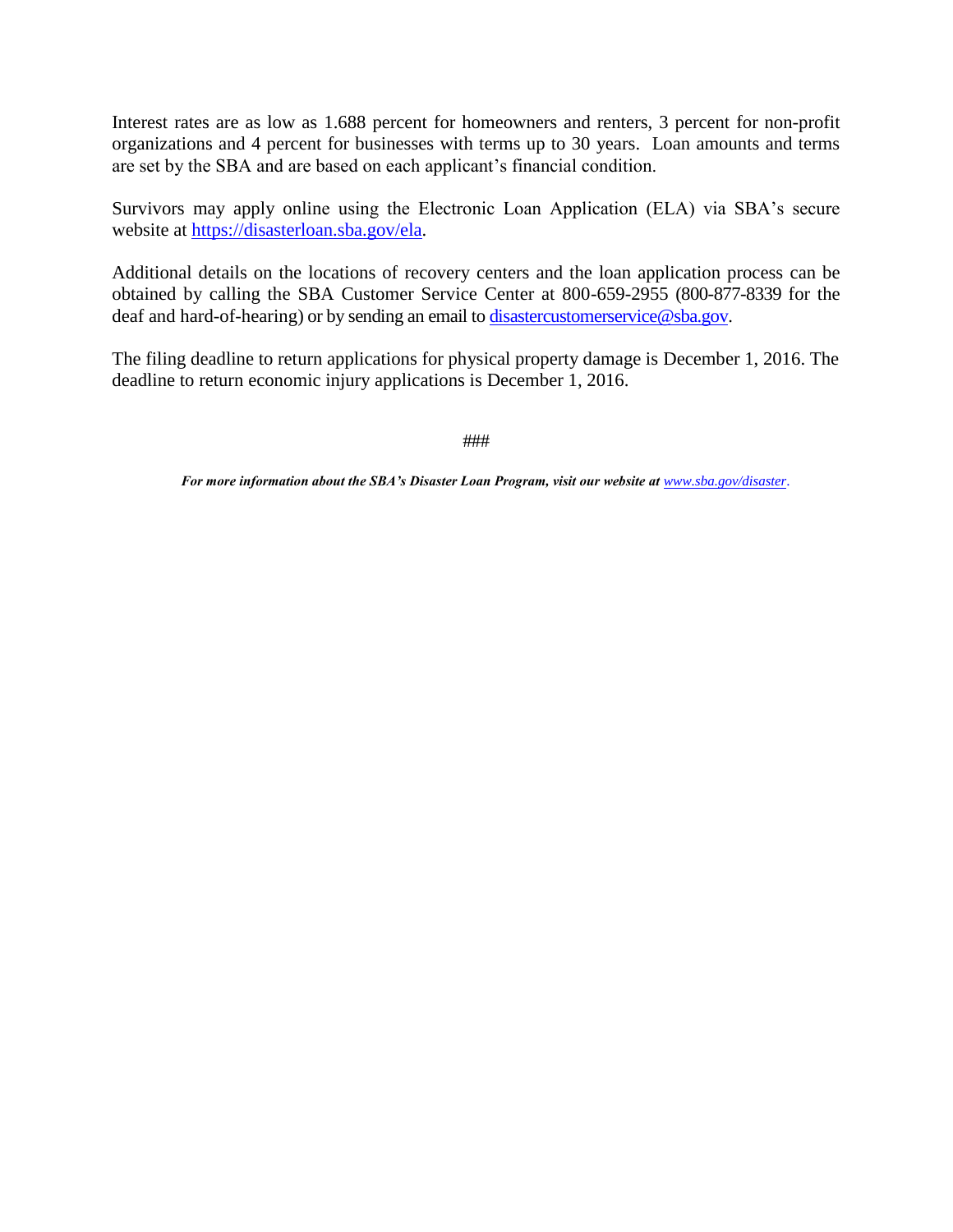Interest rates are as low as 1.688 percent for homeowners and renters, 3 percent for non-profit organizations and 4 percent for businesses with terms up to 30 years. Loan amounts and terms are set by the SBA and are based on each applicant's financial condition.

Survivors may apply online using the Electronic Loan Application (ELA) via SBA's secure website at [https://disasterloan.sba.gov/ela](https://disasterloan.sba.gov/ela).

Additional details on the locations of recovery centers and the loan application process can be obtained by calling the SBA Customer Service Center at 800-659-2955 (800-877-8339 for the deaf and hard-of-hearing) or by sending an email to [disastercustomerservice@sba.gov](mailto:disastercustomerservice@sba.gov).

The filing deadline to return applications for physical property damage is December 1, 2016. The deadline to return economic injury applications is December 1, 2016.

###

***For more information about the SBA's Disaster Loan Program, visit our website at [www.sba.gov/disaster](http://www.sba.gov/disaster).***